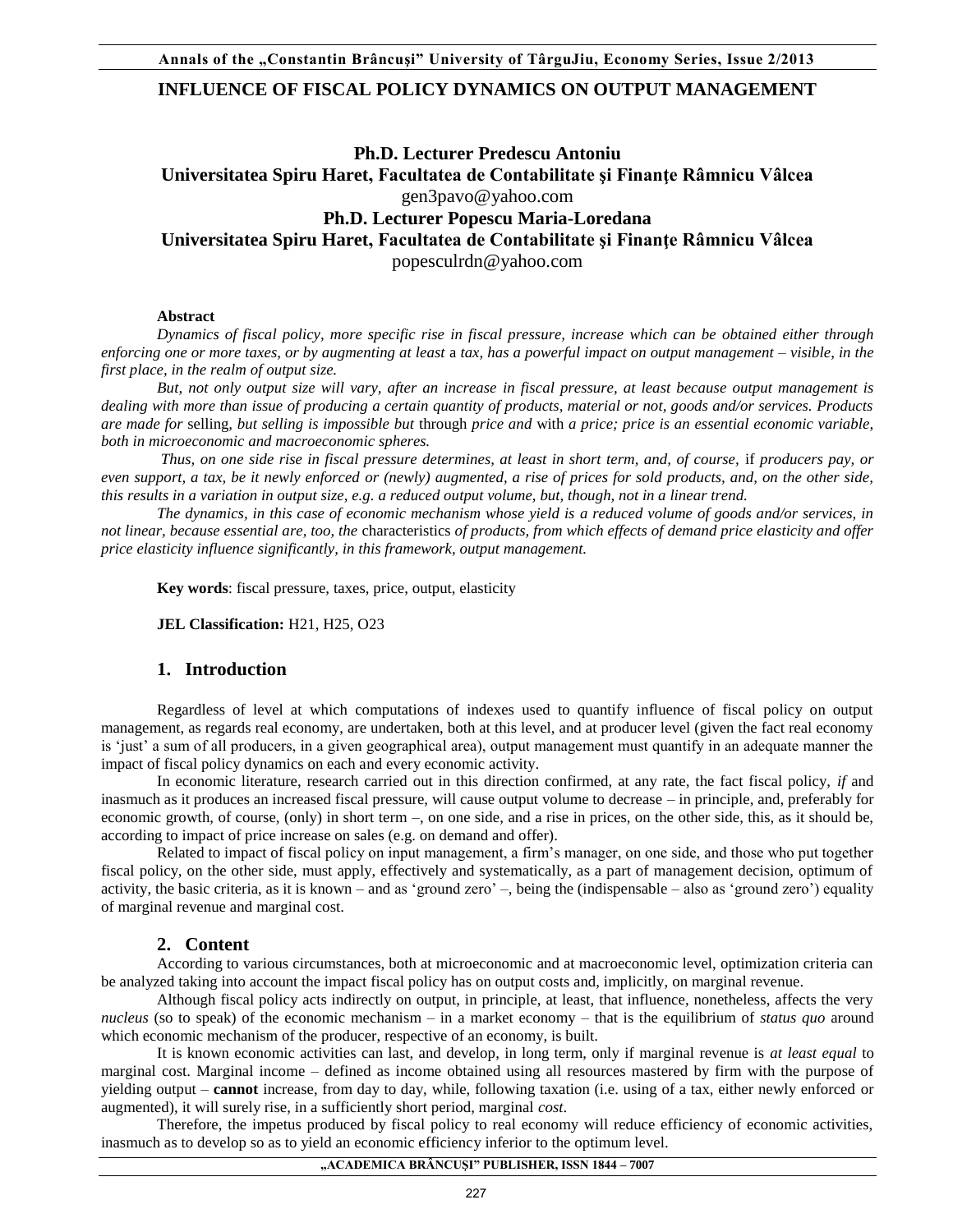# INFLUENCE OF FISCAL POLICY DYNAMICS ON OUTPUT MANAGEMENT

**Ph.D. Lecturer Predescu Antoniu**
**Universitatea Spiru Haret, Facultatea de Contabilitate şi Finanţe Râmnicu Vâlcea**
gen3pavo@yahoo.com
**Ph.D. Lecturer Popescu Maria-Loredana**
**Universitatea Spiru Haret, Facultatea de Contabilitate şi Finanţe Râmnicu Vâlcea**
popesculrdn@yahoo.com

**Abstract**

*Dynamics of fiscal policy, more specific rise in fiscal pressure, increase which can be obtained either through enforcing one or more taxes, or by augmenting at least* a *tax, has a powerful impact on output management – visible, in the first place, in the realm of output size.*

*But, not only output size will vary, after an increase in fiscal pressure, at least because output management is dealing with more than issue of producing a certain quantity of products, material or not, goods and/or services. Products are made for* selling, *but selling is impossible but* through *price and* with *a price; price is an essential economic variable, both in microeconomic and macroeconomic spheres.*

*Thus, on one side rise in fiscal pressure determines, at least in short term, and, of course,* if *producers pay, or even support, a tax, be it newly enforced or (newly) augmented, a rise of prices for sold products, and, on the other side, this results in a variation in output size, e.g. a reduced output volume, but, though, not in a linear trend.*

*The dynamics, in this case of economic mechanism whose yield is a reduced volume of goods and/or services, in not linear, because essential are, too, the* characteristics *of products, from which effects of demand price elasticity and offer price elasticity influence significantly, in this framework, output management.*

**Key words**: fiscal pressure, taxes, price, output, elasticity

**JEL Classification:** H21, H25, O23

## 1. Introduction

Regardless of level at which computations of indexes used to quantify influence of fiscal policy on output management, as regards real economy, are undertaken, both at this level, and at producer level (given the fact real economy is 'just' a sum of all producers, in a given geographical area), output management must quantify in an adequate manner the impact of fiscal policy dynamics on each and every economic activity.

In economic literature, research carried out in this direction confirmed, at any rate, the fact fiscal policy, *if* and inasmuch as it produces an increased fiscal pressure, will cause output volume to decrease – in principle, and, preferably for economic growth, of course, (only) in short term –, on one side, and a rise in prices, on the other side, this, as it should be, according to impact of price increase on sales (e.g. on demand and offer).

Related to impact of fiscal policy on input management, a firm's manager, on one side, and those who put together fiscal policy, on the other side, must apply, effectively and systematically, as a part of management decision, optimum of activity, the basic criteria, as it is known – and as 'ground zero' –, being the (indispensable – also as 'ground zero') equality of marginal revenue and marginal cost.

## 2. Content

According to various circumstances, both at microeconomic and at macroeconomic level, optimization criteria can be analyzed taking into account the impact fiscal policy has on output costs and, implicitly, on marginal revenue.

Although fiscal policy acts indirectly on output, in principle, at least, that influence, nonetheless, affects the very *nucleus* (so to speak) of the economic mechanism – in a market economy – that is the equilibrium of *status quo* around which economic mechanism of the producer, respective of an economy, is built.

It is known economic activities can last, and develop, in long term, only if marginal revenue is *at least equal* to marginal cost. Marginal income – defined as income obtained using all resources mastered by firm with the purpose of yielding output – **cannot** increase, from day to day, while, following taxation (i.e. using of a tax, either newly enforced or augmented), it will surely rise, in a sufficiently short period, marginal *cost*.

Therefore, the impetus produced by fiscal policy to real economy will reduce efficiency of economic activities, inasmuch as to develop so as to yield an economic efficiency inferior to the optimum level.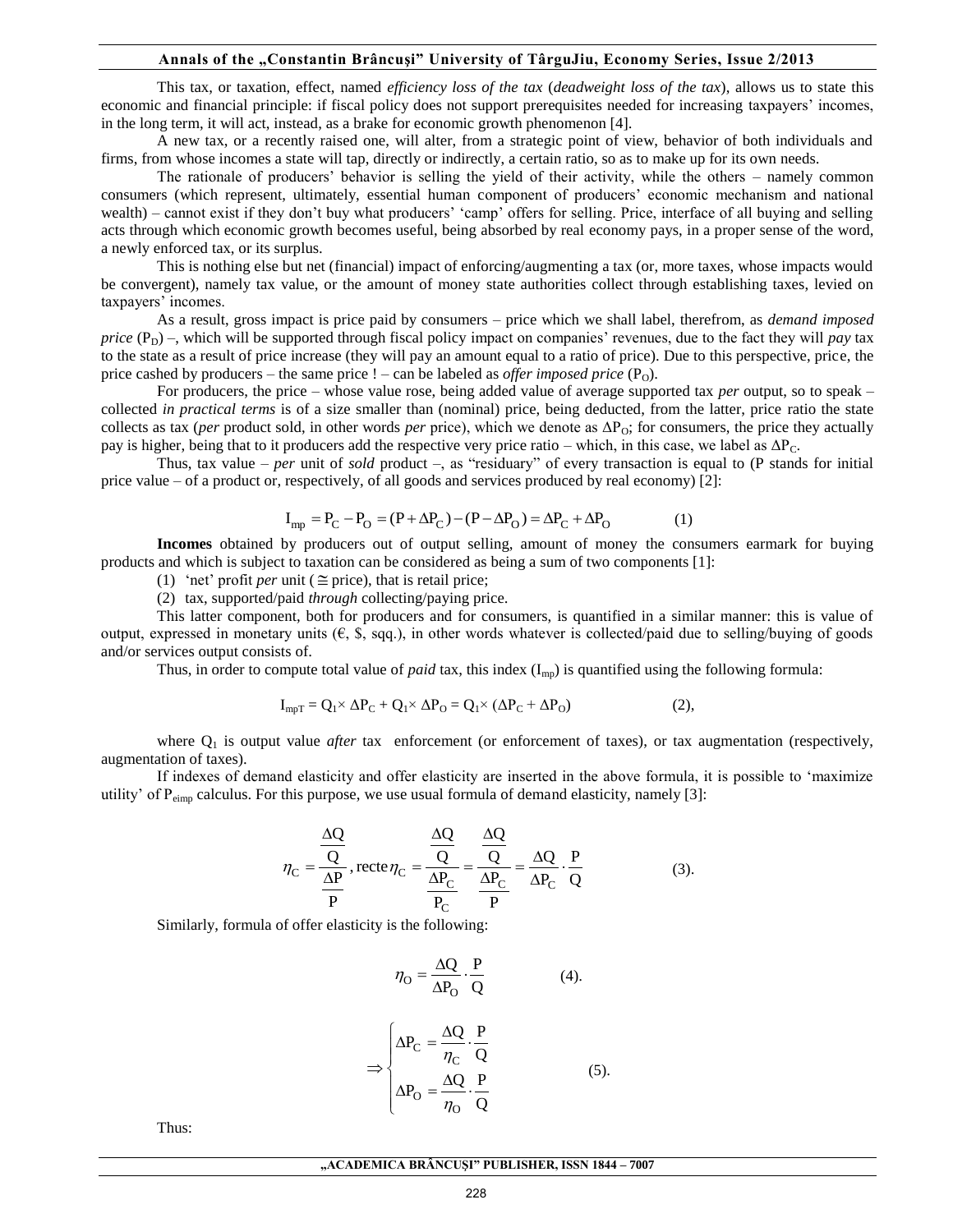This tax, or taxation, effect, named *efficiency loss of the tax* (*deadweight loss of the tax*), allows us to state this economic and financial principle: if fiscal policy does not support prerequisites needed for increasing taxpayers' incomes, in the long term, it will act, instead, as a brake for economic growth phenomenon [4].

A new tax, or a recently raised one, will alter, from a strategic point of view, behavior of both individuals and firms, from whose incomes a state will tap, directly or indirectly, a certain ratio, so as to make up for its own needs.

The rationale of producers' behavior is selling the yield of their activity, while the others – namely common consumers (which represent, ultimately, essential human component of producers' economic mechanism and national wealth) – cannot exist if they don't buy what producers' 'camp' offers for selling. Price, interface of all buying and selling acts through which economic growth becomes useful, being absorbed by real economy pays, in a proper sense of the word, a newly enforced tax, or its surplus.

This is nothing else but net (financial) impact of enforcing/augmenting a tax (or, more taxes, whose impacts would be convergent), namely tax value, or the amount of money state authorities collect through establishing taxes, levied on taxpayers' incomes.

As a result, gross impact is price paid by consumers – price which we shall label, therefrom, as *demand imposed price* ($P_D$) –, which will be supported through fiscal policy impact on companies' revenues, due to the fact they will *pay* tax to the state as a result of price increase (they will pay an amount equal to a ratio of price). Due to this perspective, price, the price cashed by producers – the same price ! – can be labeled as *offer imposed price* ($P_O$).

For producers, the price – whose value rose, being added value of average supported tax *per* output, so to speak – collected *in practical terms* is of a size smaller than (nominal) price, being deducted, from the latter, price ratio the state collects as tax (*per* product sold, in other words *per* price), which we denote as $\Delta P_O$; for consumers, the price they actually pay is higher, being that to it producers add the respective very price ratio – which, in this case, we label as $\Delta P_C$.

Thus, tax value – *per* unit of *sold* product –, as "residuary" of every transaction is equal to (P stands for initial price value – of a product or, respectively, of all goods and services produced by real economy) [2]:

$$I_{mp} = P_C - P_O = (P + \Delta P_C) - (P - \Delta P_O) = \Delta P_C + \Delta P_O \qquad (1)$$

**Incomes** obtained by producers out of output selling, amount of money the consumers earmark for buying products and which is subject to taxation can be considered as being a sum of two components [1]:

(1) 'net' profit *per* unit ($\cong$ price), that is retail price;

(2) tax, supported/paid *through* collecting/paying price.

This latter component, both for producers and for consumers, is quantified in a similar manner: this is value of output, expressed in monetary units (€, \$, sqq.), in other words whatever is collected/paid due to selling/buying of goods and/or services output consists of.

Thus, in order to compute total value of *paid* tax, this index ($I_{mp}$) is quantified using the following formula:

$$I_{mpT} = Q_1 \times \Delta P_C + Q_1 \times \Delta P_O = Q_1 \times (\Delta P_C + \Delta P_O) \qquad (2),$$

where $Q_1$ is output value *after* tax enforcement (or enforcement of taxes), or tax augmentation (respectively, augmentation of taxes).

If indexes of demand elasticity and offer elasticity are inserted in the above formula, it is possible to 'maximize utility' of $P_{eimp}$ calculus. For this purpose, we use usual formula of demand elasticity, namely [3]:

$$\eta_C = \frac{\frac{\Delta Q}{Q}}{\frac{\Delta P}{P}}, \text{recte}\, \eta_C = \frac{\frac{\Delta Q}{Q}}{\frac{\Delta P_C}{P_C}} = \frac{\frac{\Delta Q}{Q}}{\frac{\Delta P_C}{P}} = \frac{\Delta Q}{\Delta P_C} \cdot \frac{P}{Q} \qquad (3).$$

Similarly, formula of offer elasticity is the following:

$$\eta_O = \frac{\Delta Q}{\Delta P_O} \cdot \frac{P}{Q} \qquad (4).$$

$$\Rightarrow \begin{cases} \Delta P_C = \dfrac{\Delta Q}{\eta_C} \cdot \dfrac{P}{Q} \\ \Delta P_O = \dfrac{\Delta Q}{\eta_O} \cdot \dfrac{P}{Q} \end{cases} \qquad (5).$$

Thus: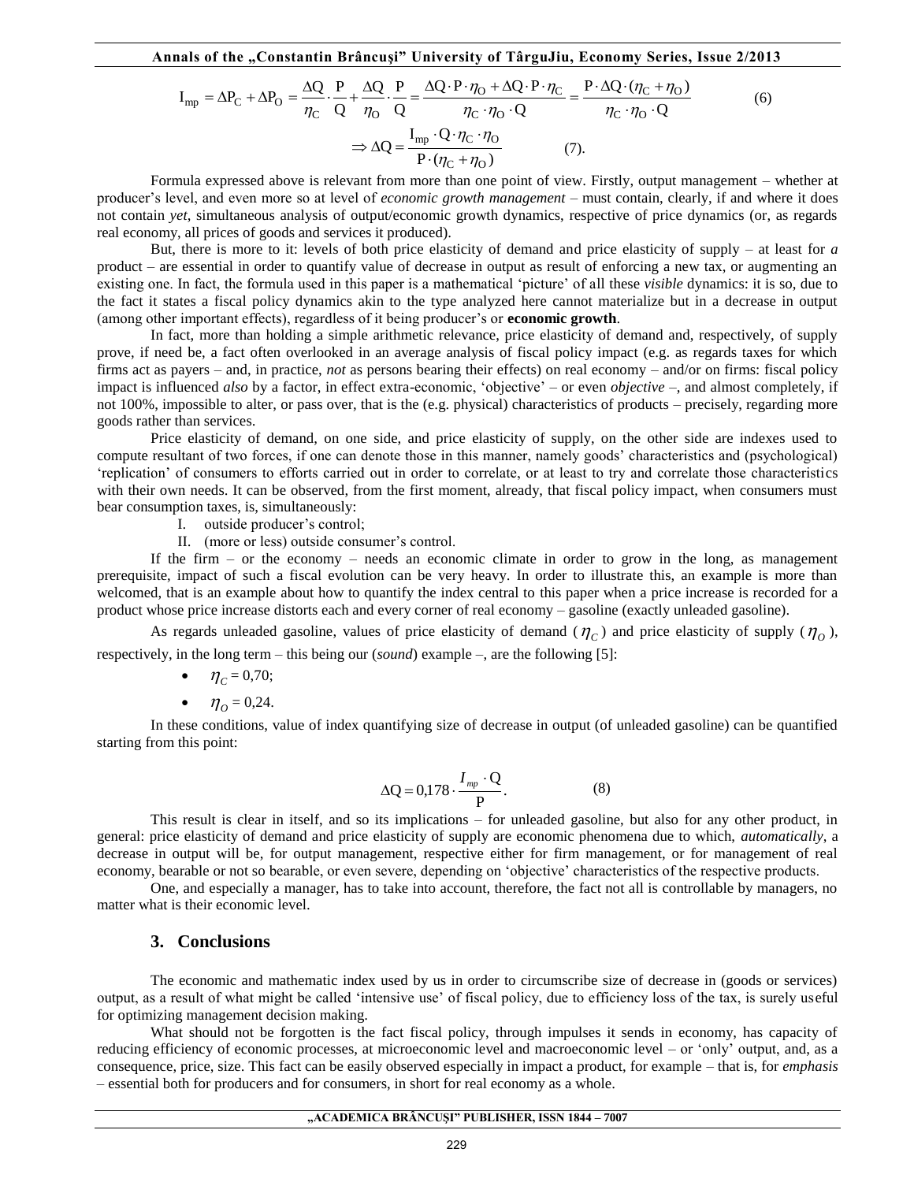$$I_{mp} = \Delta P_C + \Delta P_O = \frac{\Delta Q}{\eta_C} \cdot \frac{P}{Q} + \frac{\Delta Q}{\eta_O} \cdot \frac{P}{Q} = \frac{\Delta Q \cdot P \cdot \eta_O + \Delta Q \cdot P \cdot \eta_C}{\eta_C \cdot \eta_O \cdot Q} = \frac{P \cdot \Delta Q \cdot (\eta_C + \eta_O)}{\eta_C \cdot \eta_O \cdot Q} \quad (6)$$

$$\Rightarrow \Delta Q = \frac{I_{mp} \cdot Q \cdot \eta_C \cdot \eta_O}{P \cdot (\eta_C + \eta_O)} \quad (7).$$

Formula expressed above is relevant from more than one point of view. Firstly, output management – whether at producer's level, and even more so at level of *economic growth management* – must contain, clearly, if and where it does not contain *yet*, simultaneous analysis of output/economic growth dynamics, respective of price dynamics (or, as regards real economy, all prices of goods and services it produced).

But, there is more to it: levels of both price elasticity of demand and price elasticity of supply – at least for *a* product – are essential in order to quantify value of decrease in output as result of enforcing a new tax, or augmenting an existing one. In fact, the formula used in this paper is a mathematical 'picture' of all these *visible* dynamics: it is so, due to the fact it states a fiscal policy dynamics akin to the type analyzed here cannot materialize but in a decrease in output (among other important effects), regardless of it being producer's or **economic growth**.

In fact, more than holding a simple arithmetic relevance, price elasticity of demand and, respectively, of supply prove, if need be, a fact often overlooked in an average analysis of fiscal policy impact (e.g. as regards taxes for which firms act as payers – and, in practice, *not* as persons bearing their effects) on real economy – and/or on firms: fiscal policy impact is influenced *also* by a factor, in effect extra-economic, 'objective' – or even *objective* –, and almost completely, if not 100%, impossible to alter, or pass over, that is the (e.g. physical) characteristics of products – precisely, regarding more goods rather than services.

Price elasticity of demand, on one side, and price elasticity of supply, on the other side are indexes used to compute resultant of two forces, if one can denote those in this manner, namely goods' characteristics and (psychological) 'replication' of consumers to efforts carried out in order to correlate, or at least to try and correlate those characteristics with their own needs. It can be observed, from the first moment, already, that fiscal policy impact, when consumers must bear consumption taxes, is, simultaneously:

I. outside producer's control;
II. (more or less) outside consumer's control.

If the firm – or the economy – needs an economic climate in order to grow in the long, as management prerequisite, impact of such a fiscal evolution can be very heavy. In order to illustrate this, an example is more than welcomed, that is an example about how to quantify the index central to this paper when a price increase is recorded for a product whose price increase distorts each and every corner of real economy – gasoline (exactly unleaded gasoline).

As regards unleaded gasoline, values of price elasticity of demand ($\eta_C$) and price elasticity of supply ($\eta_O$), respectively, in the long term – this being our (*sound*) example –, are the following [5]:

- $\eta_C$ = 0,70;
- $\eta_O$ = 0,24.

In these conditions, value of index quantifying size of decrease in output (of unleaded gasoline) can be quantified starting from this point:

$$\Delta Q = 0{,}178 \cdot \frac{I_{mp} \cdot Q}{P}. \quad (8)$$

This result is clear in itself, and so its implications – for unleaded gasoline, but also for any other product, in general: price elasticity of demand and price elasticity of supply are economic phenomena due to which, *automatically*, a decrease in output will be, for output management, respective either for firm management, or for management of real economy, bearable or not so bearable, or even severe, depending on 'objective' characteristics of the respective products.

One, and especially a manager, has to take into account, therefore, the fact not all is controllable by managers, no matter what is their economic level.

## 3. Conclusions

The economic and mathematic index used by us in order to circumscribe size of decrease in (goods or services) output, as a result of what might be called 'intensive use' of fiscal policy, due to efficiency loss of the tax, is surely useful for optimizing management decision making.

What should not be forgotten is the fact fiscal policy, through impulses it sends in economy, has capacity of reducing efficiency of economic processes, at microeconomic level and macroeconomic level – or 'only' output, and, as a consequence, price, size. This fact can be easily observed especially in impact a product, for example – that is, for *emphasis* – essential both for producers and for consumers, in short for real economy as a whole.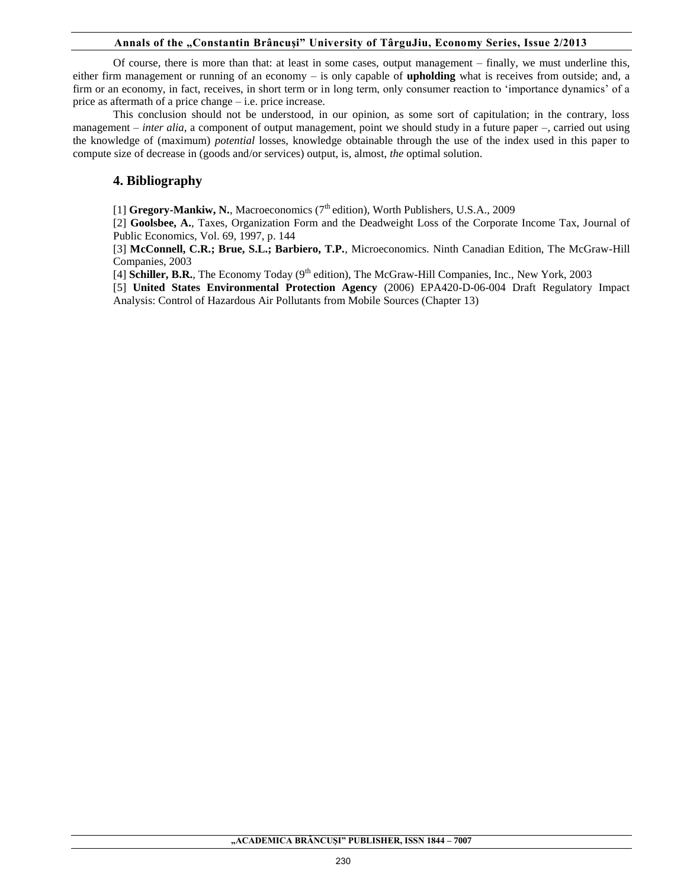Of course, there is more than that: at least in some cases, output management – finally, we must underline this, either firm management or running of an economy – is only capable of **upholding** what is receives from outside; and, a firm or an economy, in fact, receives, in short term or in long term, only consumer reaction to 'importance dynamics' of a price as aftermath of a price change – i.e. price increase.

This conclusion should not be understood, in our opinion, as some sort of capitulation; in the contrary, loss management – *inter alia*, a component of output management, point we should study in a future paper –, carried out using the knowledge of (maximum) *potential* losses, knowledge obtainable through the use of the index used in this paper to compute size of decrease in (goods and/or services) output, is, almost, *the* optimal solution.

## 4. Bibliography

[1] **Gregory-Mankiw, N.**, Macroeconomics (7th edition), Worth Publishers, U.S.A., 2009

[2] **Goolsbee, A.**, Taxes, Organization Form and the Deadweight Loss of the Corporate Income Tax, Journal of Public Economics, Vol. 69, 1997, p. 144

[3] **McConnell, C.R.; Brue, S.L.; Barbiero, T.P.**, Microeconomics. Ninth Canadian Edition, The McGraw-Hill Companies, 2003

[4] **Schiller, B.R.**, The Economy Today (9th edition), The McGraw-Hill Companies, Inc., New York, 2003

[5] **United States Environmental Protection Agency** (2006) EPA420-D-06-004 Draft Regulatory Impact Analysis: Control of Hazardous Air Pollutants from Mobile Sources (Chapter 13)